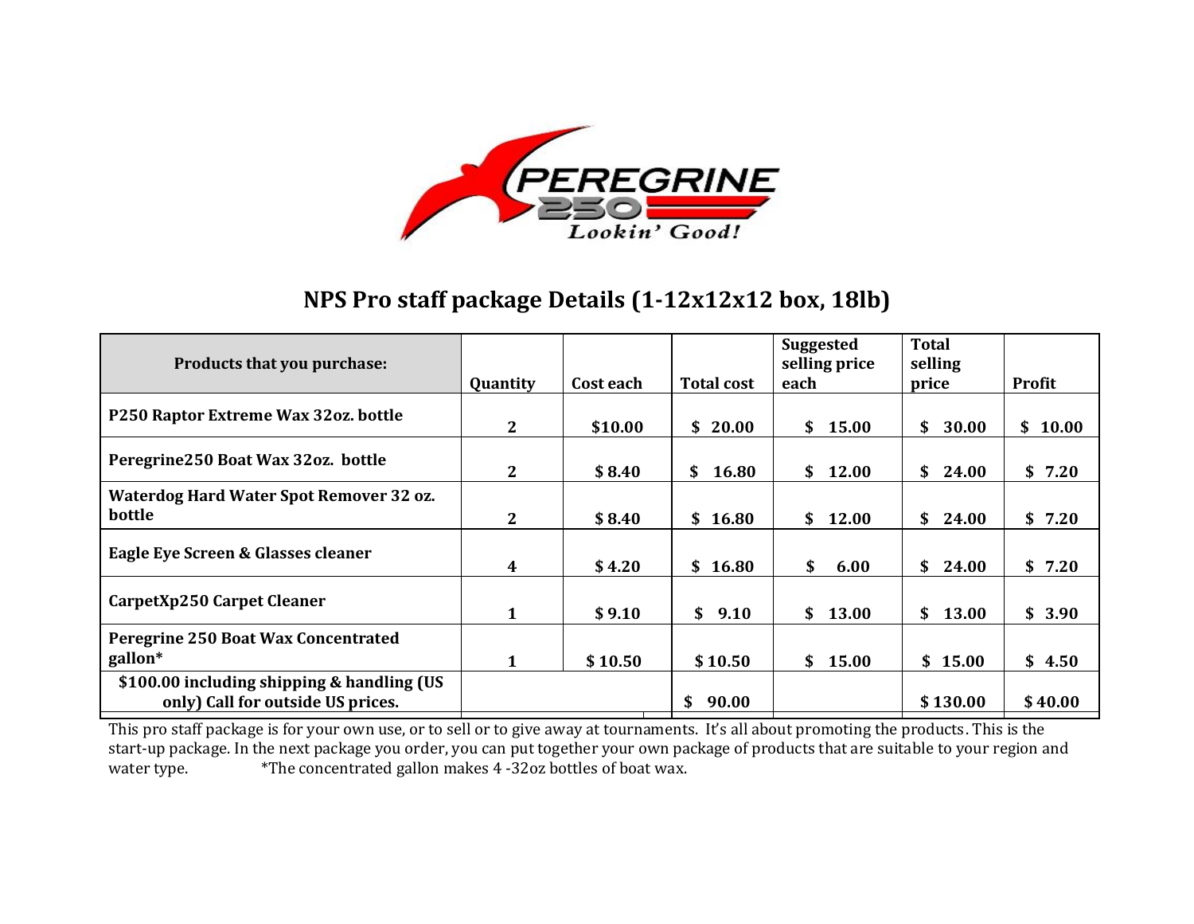PEREGRINE 250 Lookin' Good!

## NPS Pro staff package Details (1-12x12x12 box, 18lb)

| Products that you purchase: | Quantity | Cost each | Total cost | Suggested selling price each | Total selling price | Profit |
|---|---|---|---|---|---|---|
| P250 Raptor Extreme Wax 32oz. bottle | 2 | $10.00 | $ 20.00 | $ 15.00 | $ 30.00 | $ 10.00 |
| Peregrine250 Boat Wax 32oz. bottle | 2 | $ 8.40 | $ 16.80 | $ 12.00 | $ 24.00 | $ 7.20 |
| Waterdog Hard Water Spot Remover 32 oz. bottle | 2 | $ 8.40 | $ 16.80 | $ 12.00 | $ 24.00 | $ 7.20 |
| Eagle Eye Screen & Glasses cleaner | 4 | $ 4.20 | $ 16.80 | $ 6.00 | $ 24.00 | $ 7.20 |
| CarpetXp250 Carpet Cleaner | 1 | $ 9.10 | $ 9.10 | $ 13.00 | $ 13.00 | $ 3.90 |
| Peregrine 250 Boat Wax Concentrated gallon* | 1 | $ 10.50 | $ 10.50 | $ 15.00 | $ 15.00 | $ 4.50 |
| $100.00 including shipping & handling (US only) Call for outside US prices. | | | $ 90.00 | | $ 130.00 | $ 40.00 |

This pro staff package is for your own use, or to sell or to give away at tournaments. It's all about promoting the products. This is the start-up package. In the next package you order, you can put together your own package of products that are suitable to your region and water type. *The concentrated gallon makes 4 -32oz bottles of boat wax.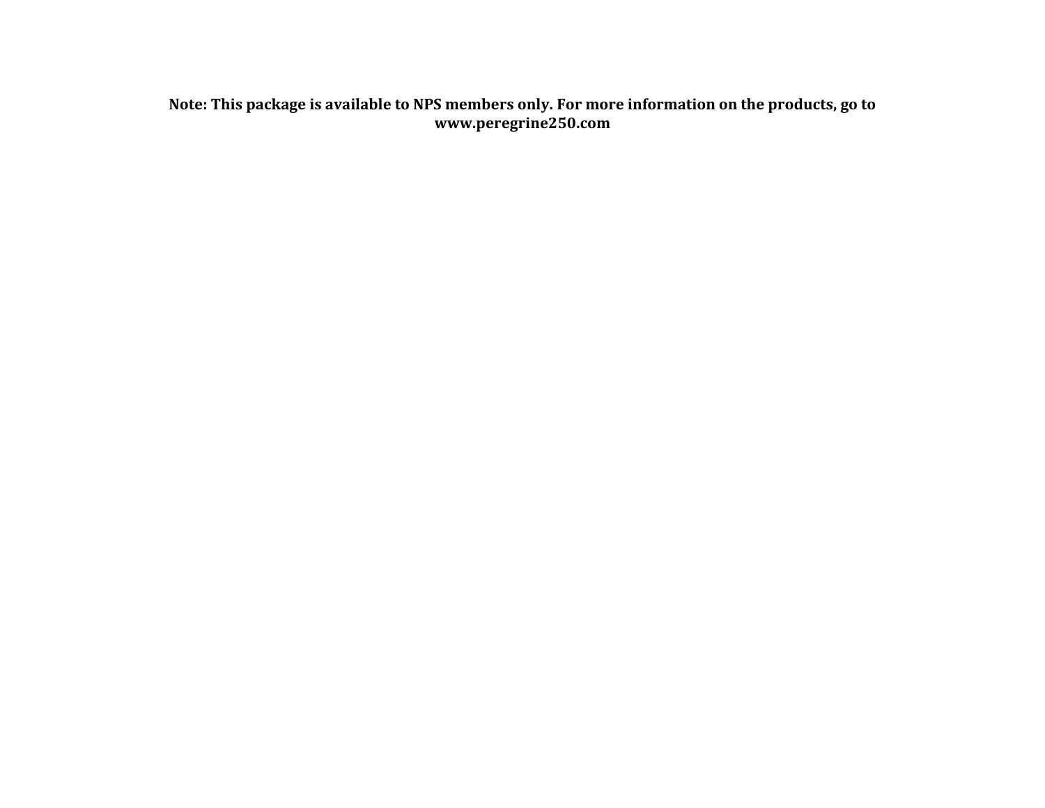**Note: This package is available to NPS members only. For more information on the products, go to www.peregrine250.com**